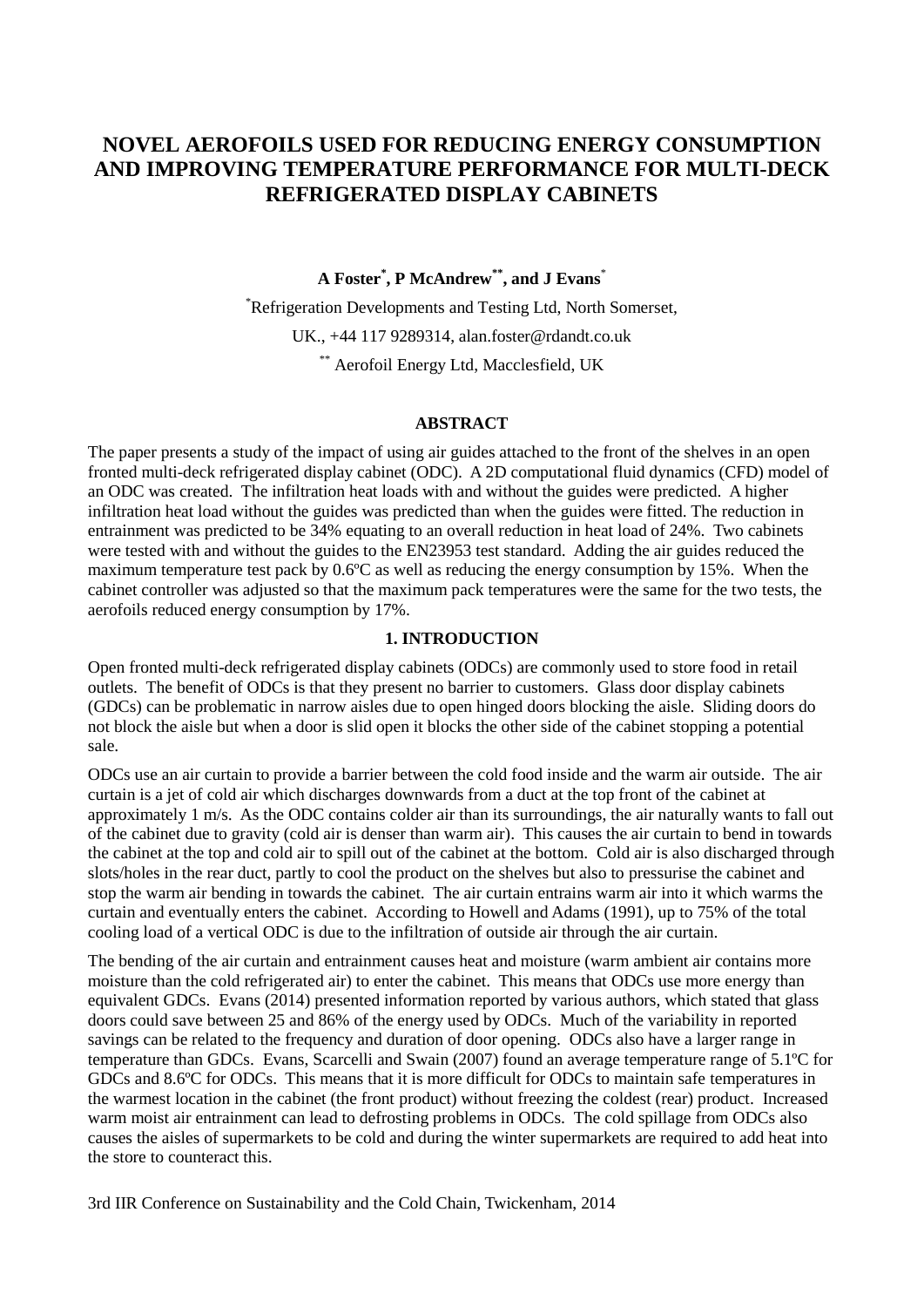# NOVEL AEROFOILS USED FOR REDUCING ENERGY CONSUMPTION AND IMPROVING TEMPERATURE PERFORMANCE FOR MULTI-DECK REFRIGERATED DISPLAY CABINETS

**A Foster[*], P McAndrew[**], and J Evans[*]**

[*]Refrigeration Developments and Testing Ltd, North Somerset, UK., +44 117 9289314, alan.foster@rdandt.co.uk

[**] Aerofoil Energy Ltd, Macclesfield, UK

## ABSTRACT

The paper presents a study of the impact of using air guides attached to the front of the shelves in an open fronted multi-deck refrigerated display cabinet (ODC). A 2D computational fluid dynamics (CFD) model of an ODC was created. The infiltration heat loads with and without the guides were predicted. A higher infiltration heat load without the guides was predicted than when the guides were fitted. The reduction in entrainment was predicted to be 34% equating to an overall reduction in heat load of 24%. Two cabinets were tested with and without the guides to the EN23953 test standard. Adding the air guides reduced the maximum temperature test pack by 0.6ºC as well as reducing the energy consumption by 15%. When the cabinet controller was adjusted so that the maximum pack temperatures were the same for the two tests, the aerofoils reduced energy consumption by 17%.

## 1. INTRODUCTION

Open fronted multi-deck refrigerated display cabinets (ODCs) are commonly used to store food in retail outlets. The benefit of ODCs is that they present no barrier to customers. Glass door display cabinets (GDCs) can be problematic in narrow aisles due to open hinged doors blocking the aisle. Sliding doors do not block the aisle but when a door is slid open it blocks the other side of the cabinet stopping a potential sale.

ODCs use an air curtain to provide a barrier between the cold food inside and the warm air outside. The air curtain is a jet of cold air which discharges downwards from a duct at the top front of the cabinet at approximately 1 m/s. As the ODC contains colder air than its surroundings, the air naturally wants to fall out of the cabinet due to gravity (cold air is denser than warm air). This causes the air curtain to bend in towards the cabinet at the top and cold air to spill out of the cabinet at the bottom. Cold air is also discharged through slots/holes in the rear duct, partly to cool the product on the shelves but also to pressurise the cabinet and stop the warm air bending in towards the cabinet. The air curtain entrains warm air into it which warms the curtain and eventually enters the cabinet. According to Howell and Adams (1991), up to 75% of the total cooling load of a vertical ODC is due to the infiltration of outside air through the air curtain.

The bending of the air curtain and entrainment causes heat and moisture (warm ambient air contains more moisture than the cold refrigerated air) to enter the cabinet. This means that ODCs use more energy than equivalent GDCs. Evans (2014) presented information reported by various authors, which stated that glass doors could save between 25 and 86% of the energy used by ODCs. Much of the variability in reported savings can be related to the frequency and duration of door opening. ODCs also have a larger range in temperature than GDCs. Evans, Scarcelli and Swain (2007) found an average temperature range of 5.1ºC for GDCs and 8.6ºC for ODCs. This means that it is more difficult for ODCs to maintain safe temperatures in the warmest location in the cabinet (the front product) without freezing the coldest (rear) product. Increased warm moist air entrainment can lead to defrosting problems in ODCs. The cold spillage from ODCs also causes the aisles of supermarkets to be cold and during the winter supermarkets are required to add heat into the store to counteract this.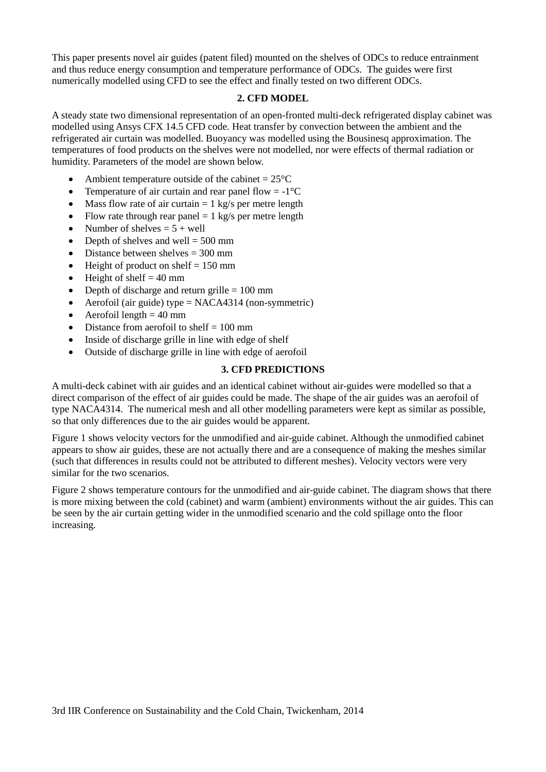This paper presents novel air guides (patent filed) mounted on the shelves of ODCs to reduce entrainment and thus reduce energy consumption and temperature performance of ODCs. The guides were first numerically modelled using CFD to see the effect and finally tested on two different ODCs.

## 2. CFD MODEL

A steady state two dimensional representation of an open-fronted multi-deck refrigerated display cabinet was modelled using Ansys CFX 14.5 CFD code. Heat transfer by convection between the ambient and the refrigerated air curtain was modelled. Buoyancy was modelled using the Bousinesq approximation. The temperatures of food products on the shelves were not modelled, nor were effects of thermal radiation or humidity. Parameters of the model are shown below.

- Ambient temperature outside of the cabinet = 25°C
- Temperature of air curtain and rear panel flow = -1°C
- Mass flow rate of air curtain = 1 kg/s per metre length
- Flow rate through rear panel = 1 kg/s per metre length
- Number of shelves = 5 + well
- Depth of shelves and well = 500 mm
- Distance between shelves = 300 mm
- Height of product on shelf = 150 mm
- Height of shelf = 40 mm
- Depth of discharge and return grille = 100 mm
- Aerofoil (air guide) type = NACA4314 (non-symmetric)
- Aerofoil length = 40 mm
- Distance from aerofoil to shelf = 100 mm
- Inside of discharge grille in line with edge of shelf
- Outside of discharge grille in line with edge of aerofoil

## 3. CFD PREDICTIONS

A multi-deck cabinet with air guides and an identical cabinet without air-guides were modelled so that a direct comparison of the effect of air guides could be made. The shape of the air guides was an aerofoil of type NACA4314. The numerical mesh and all other modelling parameters were kept as similar as possible, so that only differences due to the air guides would be apparent.

Figure 1 shows velocity vectors for the unmodified and air-guide cabinet. Although the unmodified cabinet appears to show air guides, these are not actually there and are a consequence of making the meshes similar (such that differences in results could not be attributed to different meshes). Velocity vectors were very similar for the two scenarios.

Figure 2 shows temperature contours for the unmodified and air-guide cabinet. The diagram shows that there is more mixing between the cold (cabinet) and warm (ambient) environments without the air guides. This can be seen by the air curtain getting wider in the unmodified scenario and the cold spillage onto the floor increasing.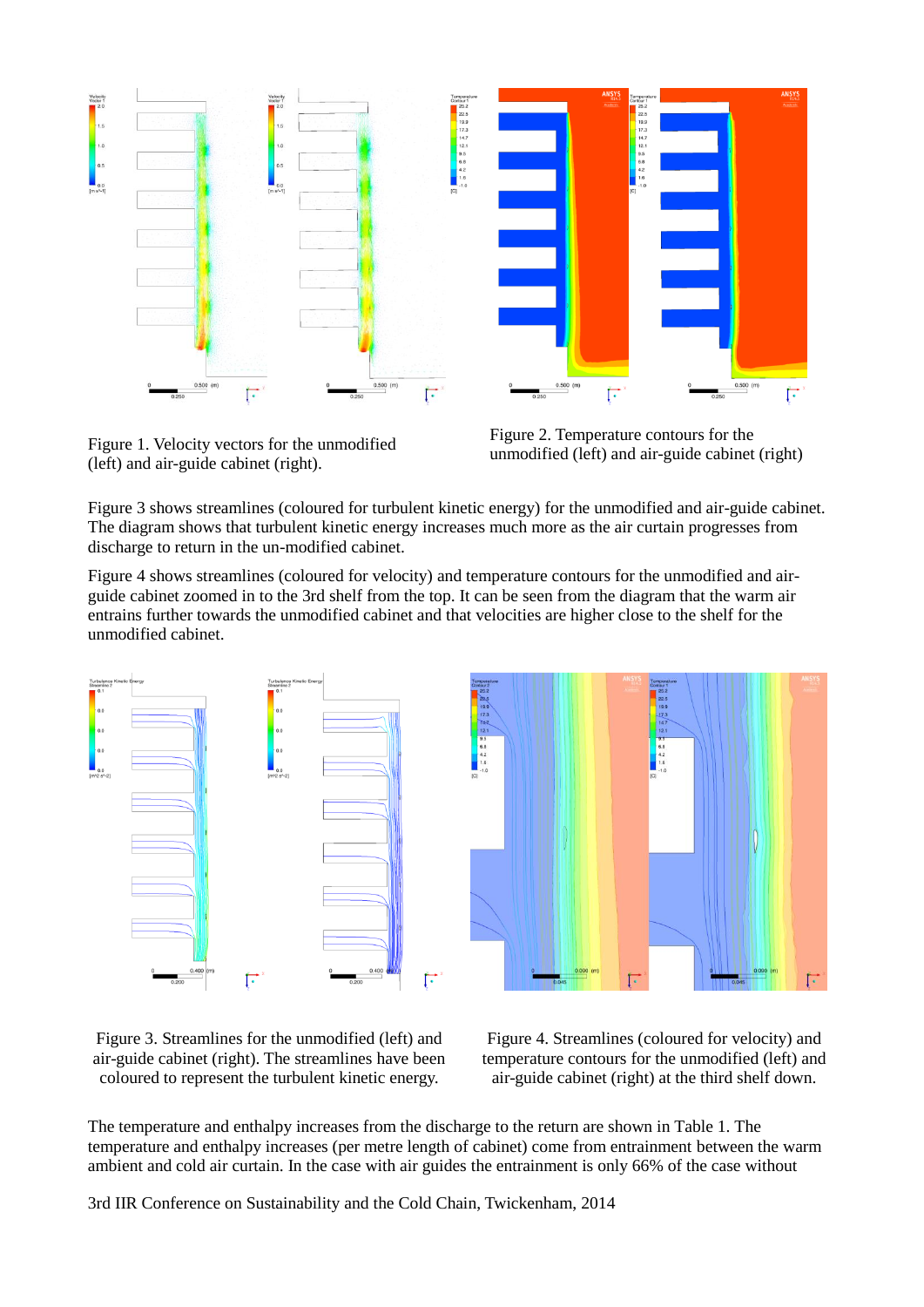Figure 1. Velocity vectors for the unmodified (left) and air-guide cabinet (right).

Figure 2. Temperature contours for the unmodified (left) and air-guide cabinet (right)

Figure 3 shows streamlines (coloured for turbulent kinetic energy) for the unmodified and air-guide cabinet. The diagram shows that turbulent kinetic energy increases much more as the air curtain progresses from discharge to return in the un-modified cabinet.

Figure 4 shows streamlines (coloured for velocity) and temperature contours for the unmodified and air-guide cabinet zoomed in to the 3rd shelf from the top. It can be seen from the diagram that the warm air entrains further towards the unmodified cabinet and that velocities are higher close to the shelf for the unmodified cabinet.

Figure 3. Streamlines for the unmodified (left) and air-guide cabinet (right). The streamlines have been coloured to represent the turbulent kinetic energy.

Figure 4. Streamlines (coloured for velocity) and temperature contours for the unmodified (left) and air-guide cabinet (right) at the third shelf down.

The temperature and enthalpy increases from the discharge to the return are shown in Table 1. The temperature and enthalpy increases (per metre length of cabinet) come from entrainment between the warm ambient and cold air curtain. In the case with air guides the entrainment is only 66% of the case without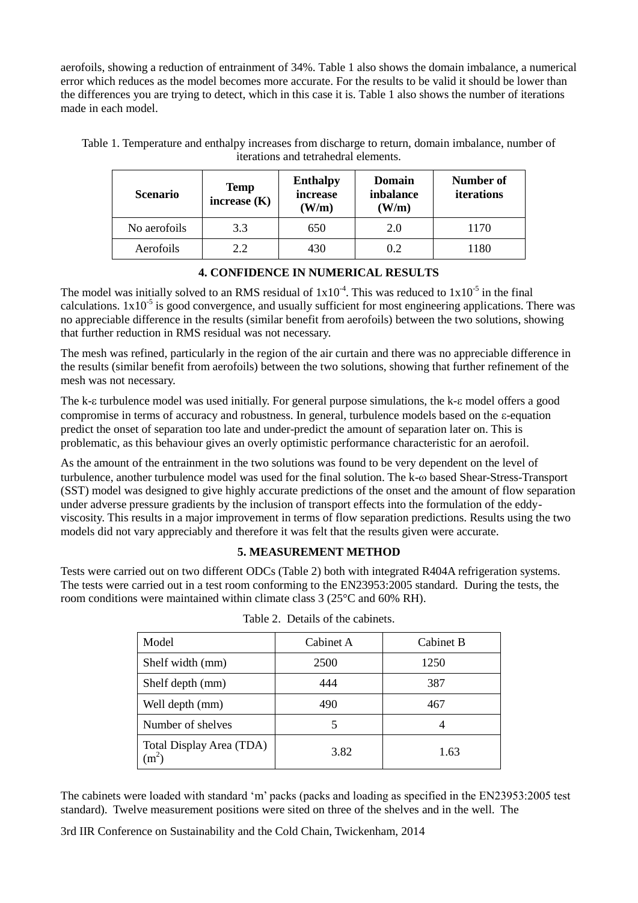aerofoils, showing a reduction of entrainment of 34%. Table 1 also shows the domain imbalance, a numerical error which reduces as the model becomes more accurate. For the results to be valid it should be lower than the differences you are trying to detect, which in this case it is. Table 1 also shows the number of iterations made in each model.

Table 1. Temperature and enthalpy increases from discharge to return, domain imbalance, number of iterations and tetrahedral elements.

| Scenario | Temp increase (K) | Enthalpy increase (W/m) | Domain inbalance (W/m) | Number of iterations |
|---|---|---|---|---|
| No aerofoils | 3.3 | 650 | 2.0 | 1170 |
| Aerofoils | 2.2 | 430 | 0.2 | 1180 |

## 4. CONFIDENCE IN NUMERICAL RESULTS

The model was initially solved to an RMS residual of $1x10^{-4}$. This was reduced to $1x10^{-5}$ in the final calculations. $1x10^{-5}$ is good convergence, and usually sufficient for most engineering applications. There was no appreciable difference in the results (similar benefit from aerofoils) between the two solutions, showing that further reduction in RMS residual was not necessary.

The mesh was refined, particularly in the region of the air curtain and there was no appreciable difference in the results (similar benefit from aerofoils) between the two solutions, showing that further refinement of the mesh was not necessary.

The k-$\varepsilon$ turbulence model was used initially. For general purpose simulations, the k-$\varepsilon$ model offers a good compromise in terms of accuracy and robustness. In general, turbulence models based on the $\varepsilon$-equation predict the onset of separation too late and under-predict the amount of separation later on. This is problematic, as this behaviour gives an overly optimistic performance characteristic for an aerofoil.

As the amount of the entrainment in the two solutions was found to be very dependent on the level of turbulence, another turbulence model was used for the final solution. The k-$\omega$ based Shear-Stress-Transport (SST) model was designed to give highly accurate predictions of the onset and the amount of flow separation under adverse pressure gradients by the inclusion of transport effects into the formulation of the eddy-viscosity. This results in a major improvement in terms of flow separation predictions. Results using the two models did not vary appreciably and therefore it was felt that the results given were accurate.

## 5. MEASUREMENT METHOD

Tests were carried out on two different ODCs (Table 2) both with integrated R404A refrigeration systems. The tests were carried out in a test room conforming to the EN23953:2005 standard. During the tests, the room conditions were maintained within climate class 3 (25°C and 60% RH).

Table 2. Details of the cabinets.

| Model | Cabinet A | Cabinet B |
|---|---|---|
| Shelf width (mm) | 2500 | 1250 |
| Shelf depth (mm) | 444 | 387 |
| Well depth (mm) | 490 | 467 |
| Number of shelves | 5 | 4 |
| Total Display Area (TDA) ($m^2$) | 3.82 | 1.63 |

The cabinets were loaded with standard 'm' packs (packs and loading as specified in the EN23953:2005 test standard). Twelve measurement positions were sited on three of the shelves and in the well. The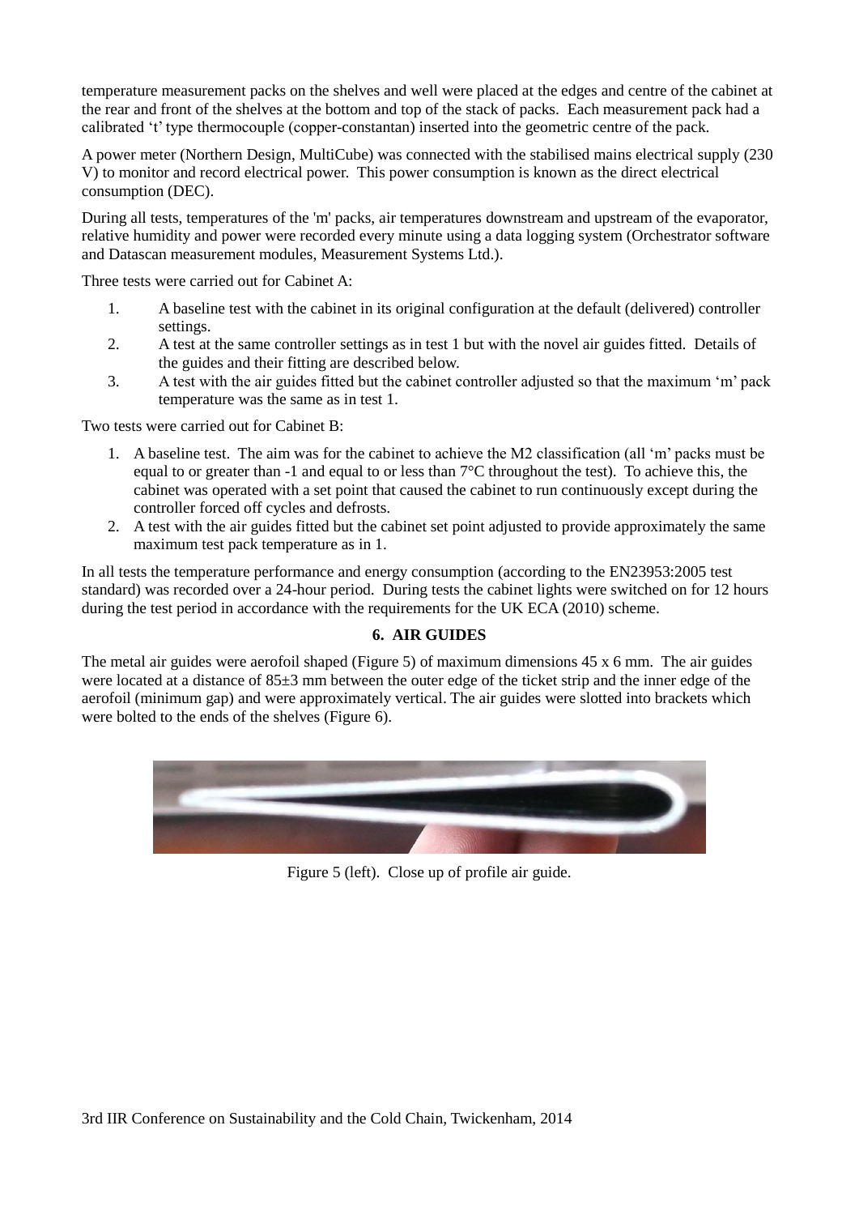temperature measurement packs on the shelves and well were placed at the edges and centre of the cabinet at the rear and front of the shelves at the bottom and top of the stack of packs. Each measurement pack had a calibrated 't' type thermocouple (copper-constantan) inserted into the geometric centre of the pack.

A power meter (Northern Design, MultiCube) was connected with the stabilised mains electrical supply (230 V) to monitor and record electrical power. This power consumption is known as the direct electrical consumption (DEC).

During all tests, temperatures of the 'm' packs, air temperatures downstream and upstream of the evaporator, relative humidity and power were recorded every minute using a data logging system (Orchestrator software and Datascan measurement modules, Measurement Systems Ltd.).

Three tests were carried out for Cabinet A:

1. A baseline test with the cabinet in its original configuration at the default (delivered) controller settings.
2. A test at the same controller settings as in test 1 but with the novel air guides fitted. Details of the guides and their fitting are described below.
3. A test with the air guides fitted but the cabinet controller adjusted so that the maximum 'm' pack temperature was the same as in test 1.

Two tests were carried out for Cabinet B:

1. A baseline test. The aim was for the cabinet to achieve the M2 classification (all 'm' packs must be equal to or greater than -1 and equal to or less than 7°C throughout the test). To achieve this, the cabinet was operated with a set point that caused the cabinet to run continuously except during the controller forced off cycles and defrosts.
2. A test with the air guides fitted but the cabinet set point adjusted to provide approximately the same maximum test pack temperature as in 1.

In all tests the temperature performance and energy consumption (according to the EN23953:2005 test standard) was recorded over a 24-hour period. During tests the cabinet lights were switched on for 12 hours during the test period in accordance with the requirements for the UK ECA (2010) scheme.

## 6. AIR GUIDES

The metal air guides were aerofoil shaped (Figure 5) of maximum dimensions 45 x 6 mm. The air guides were located at a distance of 85±3 mm between the outer edge of the ticket strip and the inner edge of the aerofoil (minimum gap) and were approximately vertical. The air guides were slotted into brackets which were bolted to the ends of the shelves (Figure 6).

Figure 5 (left). Close up of profile air guide.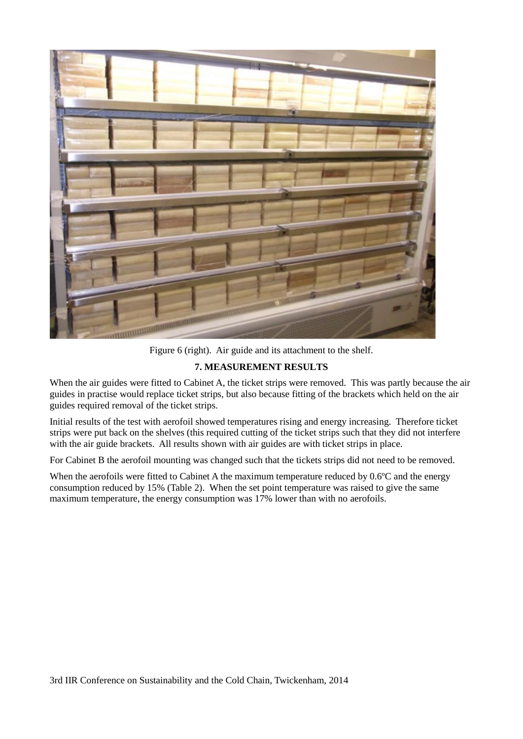Figure 6 (right). Air guide and its attachment to the shelf.

## 7. MEASUREMENT RESULTS

When the air guides were fitted to Cabinet A, the ticket strips were removed. This was partly because the air guides in practise would replace ticket strips, but also because fitting of the brackets which held on the air guides required removal of the ticket strips.

Initial results of the test with aerofoil showed temperatures rising and energy increasing. Therefore ticket strips were put back on the shelves (this required cutting of the ticket strips such that they did not interfere with the air guide brackets. All results shown with air guides are with ticket strips in place.

For Cabinet B the aerofoil mounting was changed such that the tickets strips did not need to be removed.

When the aerofoils were fitted to Cabinet A the maximum temperature reduced by 0.6ºC and the energy consumption reduced by 15% (Table 2). When the set point temperature was raised to give the same maximum temperature, the energy consumption was 17% lower than with no aerofoils.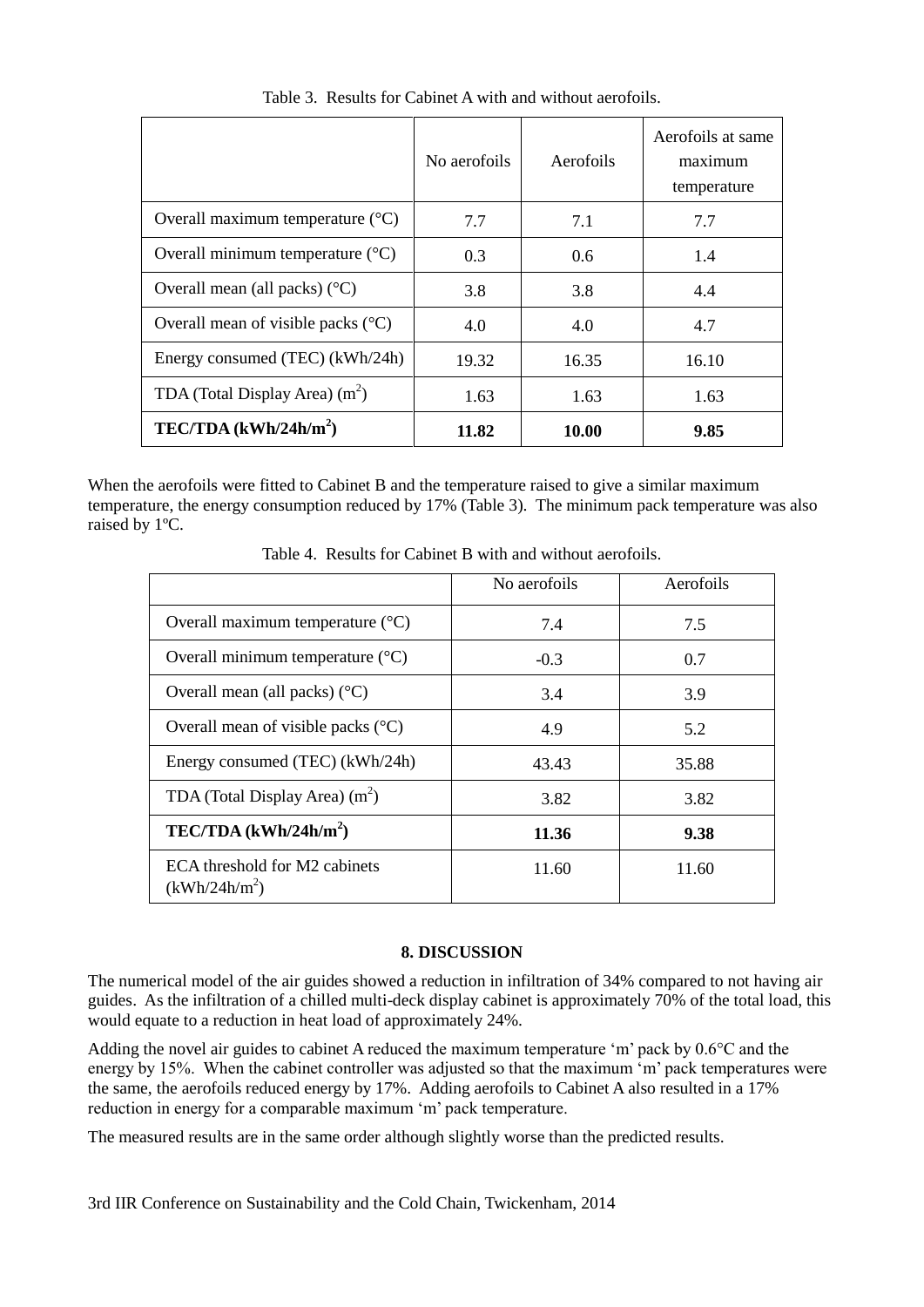Table 3. Results for Cabinet A with and without aerofoils.

| | No aerofoils | Aerofoils | Aerofoils at same maximum temperature |
|---|---|---|---|
| Overall maximum temperature (°C) | 7.7 | 7.1 | 7.7 |
| Overall minimum temperature (°C) | 0.3 | 0.6 | 1.4 |
| Overall mean (all packs) (°C) | 3.8 | 3.8 | 4.4 |
| Overall mean of visible packs (°C) | 4.0 | 4.0 | 4.7 |
| Energy consumed (TEC) (kWh/24h) | 19.32 | 16.35 | 16.10 |
| TDA (Total Display Area) ($m^2$) | 1.63 | 1.63 | 1.63 |
| **TEC/TDA (kWh/24h/$m^2$)** | **11.82** | **10.00** | **9.85** |

When the aerofoils were fitted to Cabinet B and the temperature raised to give a similar maximum temperature, the energy consumption reduced by 17% (Table 3). The minimum pack temperature was also raised by 1ºC.

Table 4. Results for Cabinet B with and without aerofoils.

| | No aerofoils | Aerofoils |
|---|---|---|
| Overall maximum temperature (°C) | 7.4 | 7.5 |
| Overall minimum temperature (°C) | -0.3 | 0.7 |
| Overall mean (all packs) (°C) | 3.4 | 3.9 |
| Overall mean of visible packs (°C) | 4.9 | 5.2 |
| Energy consumed (TEC) (kWh/24h) | 43.43 | 35.88 |
| TDA (Total Display Area) ($m^2$) | 3.82 | 3.82 |
| **TEC/TDA (kWh/24h/$m^2$)** | **11.36** | **9.38** |
| ECA threshold for M2 cabinets (kWh/24h/$m^2$) | 11.60 | 11.60 |

## 8. DISCUSSION

The numerical model of the air guides showed a reduction in infiltration of 34% compared to not having air guides. As the infiltration of a chilled multi-deck display cabinet is approximately 70% of the total load, this would equate to a reduction in heat load of approximately 24%.

Adding the novel air guides to cabinet A reduced the maximum temperature 'm' pack by 0.6°C and the energy by 15%. When the cabinet controller was adjusted so that the maximum 'm' pack temperatures were the same, the aerofoils reduced energy by 17%. Adding aerofoils to Cabinet A also resulted in a 17% reduction in energy for a comparable maximum 'm' pack temperature.

The measured results are in the same order although slightly worse than the predicted results.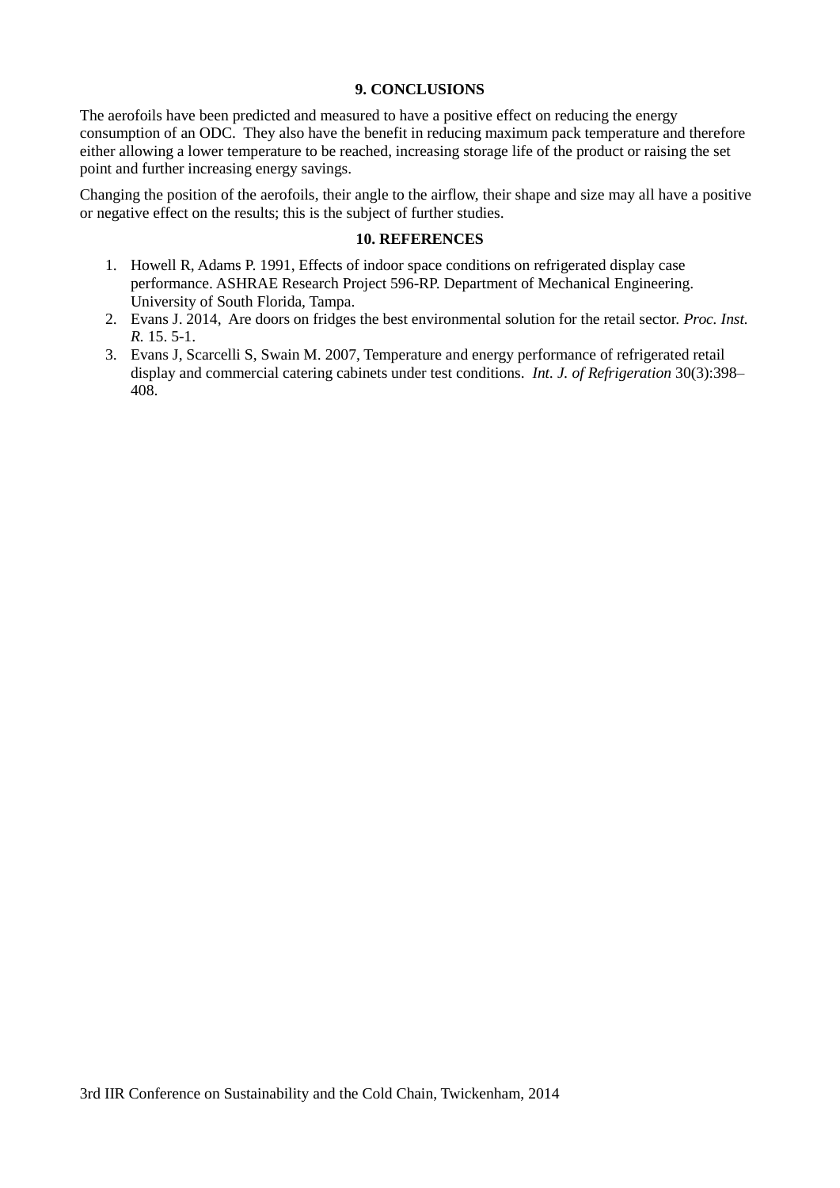## 9. CONCLUSIONS

The aerofoils have been predicted and measured to have a positive effect on reducing the energy consumption of an ODC. They also have the benefit in reducing maximum pack temperature and therefore either allowing a lower temperature to be reached, increasing storage life of the product or raising the set point and further increasing energy savings.

Changing the position of the aerofoils, their angle to the airflow, their shape and size may all have a positive or negative effect on the results; this is the subject of further studies.

## 10. REFERENCES

1. Howell R, Adams P. 1991, Effects of indoor space conditions on refrigerated display case performance. ASHRAE Research Project 596-RP. Department of Mechanical Engineering. University of South Florida, Tampa.
2. Evans J. 2014, Are doors on fridges the best environmental solution for the retail sector. *Proc. Inst. R.* 15. 5-1.
3. Evans J, Scarcelli S, Swain M. 2007, Temperature and energy performance of refrigerated retail display and commercial catering cabinets under test conditions. *Int. J. of Refrigeration* 30(3):398–408.